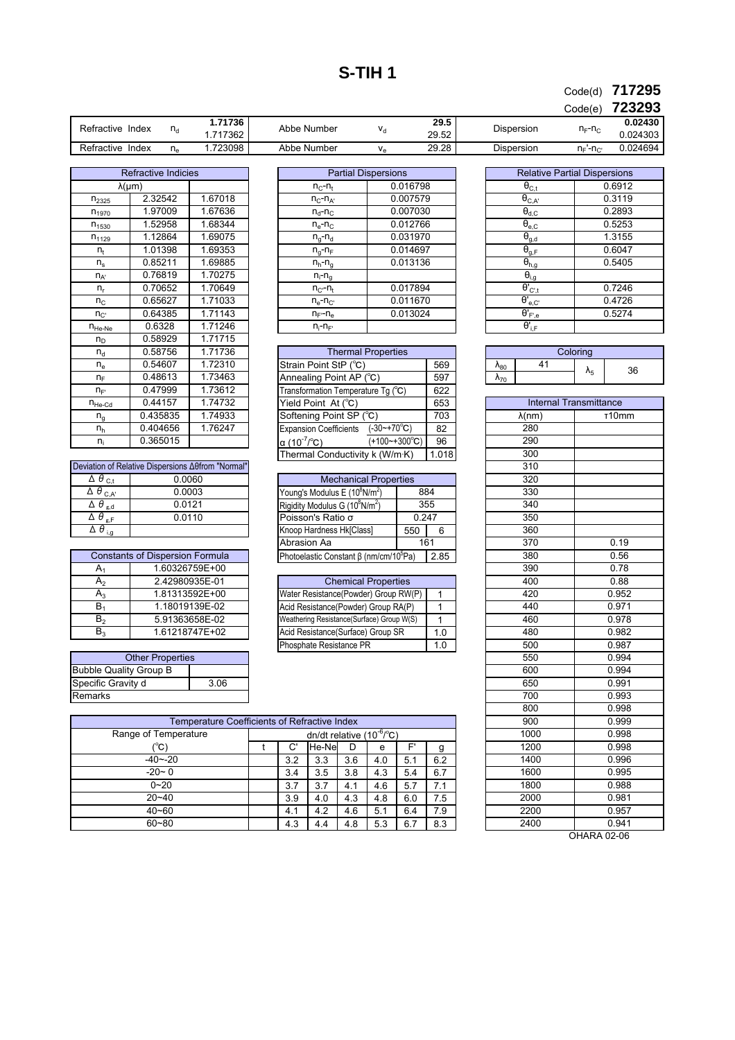# S-TIH 1

Code(d) **717295**

Code(e) **723293**

| Refractive Index | $n_d$ | **1.71736** 1.717362 | Abbe Number | $\nu_d$ | **29.5** 29.52 | Dispersion | $n_F$-$n_C$ | **0.02430** 0.024303 |
|---|---|---|---|---|---|---|---|---|
| Refractive Index | $n_e$ | 1.723098 | Abbe Number | $\nu_e$ | 29.28 | Dispersion | $n_{F'}$-$n_{C'}$ | 0.024694 |

| Refractive Indicies | λ(μm) | |
|---|---|---|
| $n_{2325}$ | 2.32542 | 1.67018 |
| $n_{1970}$ | 1.97009 | 1.67636 |
| $n_{1530}$ | 1.52958 | 1.68344 |
| $n_{1129}$ | 1.12864 | 1.69075 |
| $n_t$ | 1.01398 | 1.69353 |
| $n_s$ | 0.85211 | 1.69885 |
| $n_{A'}$ | 0.76819 | 1.70275 |
| $n_r$ | 0.70652 | 1.70649 |
| $n_C$ | 0.65627 | 1.71033 |
| $n_{C'}$ | 0.64385 | 1.71143 |
| $n_{He-Ne}$ | 0.6328 | 1.71246 |
| $n_D$ | 0.58929 | 1.71715 |
| $n_d$ | 0.58756 | 1.71736 |
| $n_e$ | 0.54607 | 1.72310 |
| $n_F$ | 0.48613 | 1.73463 |
| $n_{F'}$ | 0.47999 | 1.73612 |
| $n_{He-Cd}$ | 0.44157 | 1.74732 |
| $n_g$ | 0.435835 | 1.74933 |
| $n_h$ | 0.404656 | 1.76247 |
| $n_i$ | 0.365015 | |

| Partial Dispersions | |
|---|---|
| $n_C$-$n_t$ | 0.016798 |
| $n_C$-$n_{A'}$ | 0.007579 |
| $n_d$-$n_C$ | 0.007030 |
| $n_e$-$n_C$ | 0.012766 |
| $n_g$-$n_d$ | 0.031970 |
| $n_g$-$n_F$ | 0.014697 |
| $n_h$-$n_g$ | 0.013136 |
| $n_i$-$n_g$ | |
| $n_{C'}$-$n_t$ | 0.017894 |
| $n_e$-$n_{C'}$ | 0.011670 |
| $n_{F'}$-$n_e$ | 0.013024 |
| $n_i$-$n_{F'}$ | |

| Relative Partial Dispersions | |
|---|---|
| $\theta_{C,t}$ | 0.6912 |
| $\theta_{C,A'}$ | 0.3119 |
| $\theta_{d,C}$ | 0.2893 |
| $\theta_{e,C}$ | 0.5253 |
| $\theta_{g,d}$ | 1.3155 |
| $\theta_{g,F}$ | 0.6047 |
| $\theta_{h,g}$ | 0.5405 |
| $\theta_{i,g}$ | |
| $\theta'_{C',t}$ | 0.7246 |
| $\theta'_{e,C'}$ | 0.4726 |
| $\theta'_{F',e}$ | 0.5274 |
| $\theta'_{i,F'}$ | |

| Deviation of Relative Dispersions Δθfrom "Normal" | |
|---|---|
| $\Delta\theta_{C,t}$ | 0.0060 |
| $\Delta\theta_{C,A'}$ | 0.0003 |
| $\Delta\theta_{g,d}$ | 0.0121 |
| $\Delta\theta_{g,F}$ | 0.0110 |
| $\Delta\theta_{i,g}$ | |

| Constants of Dispersion Formula | |
|---|---|
| $A_1$ | 1.60326759E+00 |
| $A_2$ | 2.42980935E-01 |
| $A_3$ | 1.81313592E+00 |
| $B_1$ | 1.18019139E-02 |
| $B_2$ | 5.91363658E-02 |
| $B_3$ | 1.61218747E+02 |

| Other Properties | |
|---|---|
| Bubble Quality Group B | |
| Specific Gravity d | 3.06 |
| Remarks | |

| Thermal Properties | | |
|---|---|---|
| Strain Point StP (℃) | | 569 |
| Annealing Point AP (℃) | | 597 |
| Transformation Temperature Tg (℃) | | 622 |
| Yield Point At (℃) | | 653 |
| Softening Point SP (℃) | | 703 |
| Expansion Coefficients | (-30~+70℃) | 82 |
| α ($10^{-7}$/℃) | (+100~+300℃) | 96 |
| Thermal Conductivity k (W/m·K) | | 1.018 |

| Mechanical Properties | | |
|---|---|---|
| Young's Modulus E ($10^8$N/m$^2$) | 884 | |
| Rigidity Modulus G ($10^8$N/m$^2$) | 355 | |
| Poisson's Ratio σ | 0.247 | |
| Knoop Hardness Hk[Class] | 550 | 6 |
| Abrasion Aa | 161 | |
| Photoelastic Constant β (nm/cm/$10^5$Pa) | 2.85 | |

| Chemical Properties | |
|---|---|
| Water Resistance(Powder) Group RW(P) | 1 |
| Acid Resistance(Powder) Group RA(P) | 1 |
| Weathering Resistance(Surface) Group W(S) | 1 |
| Acid Resistance(Surface) Group SR | 1.0 |
| Phosphate Resistance PR | 1.0 |

| Coloring | | | |
|---|---|---|---|
| $\lambda_{80}$ | 41 | $\lambda_5$ | 36 |
| $\lambda_{70}$ | | | |

| Internal Transmittance λ(nm) | τ10mm |
|---|---|
| 280 | |
| 290 | |
| 300 | |
| 310 | |
| 320 | |
| 330 | |
| 340 | |
| 350 | |
| 360 | |
| 370 | 0.19 |
| 380 | 0.56 |
| 390 | 0.78 |
| 400 | 0.88 |
| 420 | 0.952 |
| 440 | 0.971 |
| 460 | 0.978 |
| 480 | 0.982 |
| 500 | 0.987 |
| 550 | 0.994 |
| 600 | 0.994 |
| 650 | 0.991 |
| 700 | 0.993 |
| 800 | 0.998 |
| 900 | 0.999 |
| 1000 | 0.998 |
| 1200 | 0.998 |
| 1400 | 0.996 |
| 1600 | 0.995 |
| 1800 | 0.988 |
| 2000 | 0.981 |
| 2200 | 0.957 |
| 2400 | 0.941 |

| Temperature Coefficients of Refractive Index | | | | | | | |
|---|---|---|---|---|---|---|---|
| Range of Temperature | dn/dt relative ($10^{-6}$/℃) | | | | | | |
| (℃) | t | C' | He-Ne | D | e | F' | g |
| -40~-20 | | 3.2 | 3.3 | 3.6 | 4.0 | 5.1 | 6.2 |
| -20~ 0 | | 3.4 | 3.5 | 3.8 | 4.3 | 5.4 | 6.7 |
| 0~20 | | 3.7 | 3.7 | 4.1 | 4.6 | 5.7 | 7.1 |
| 20~40 | | 3.9 | 4.0 | 4.3 | 4.8 | 6.0 | 7.5 |
| 40~60 | | 4.1 | 4.2 | 4.6 | 5.1 | 6.4 | 7.9 |
| 60~80 | | 4.3 | 4.4 | 4.8 | 5.3 | 6.7 | 8.3 |

OHARA 02-06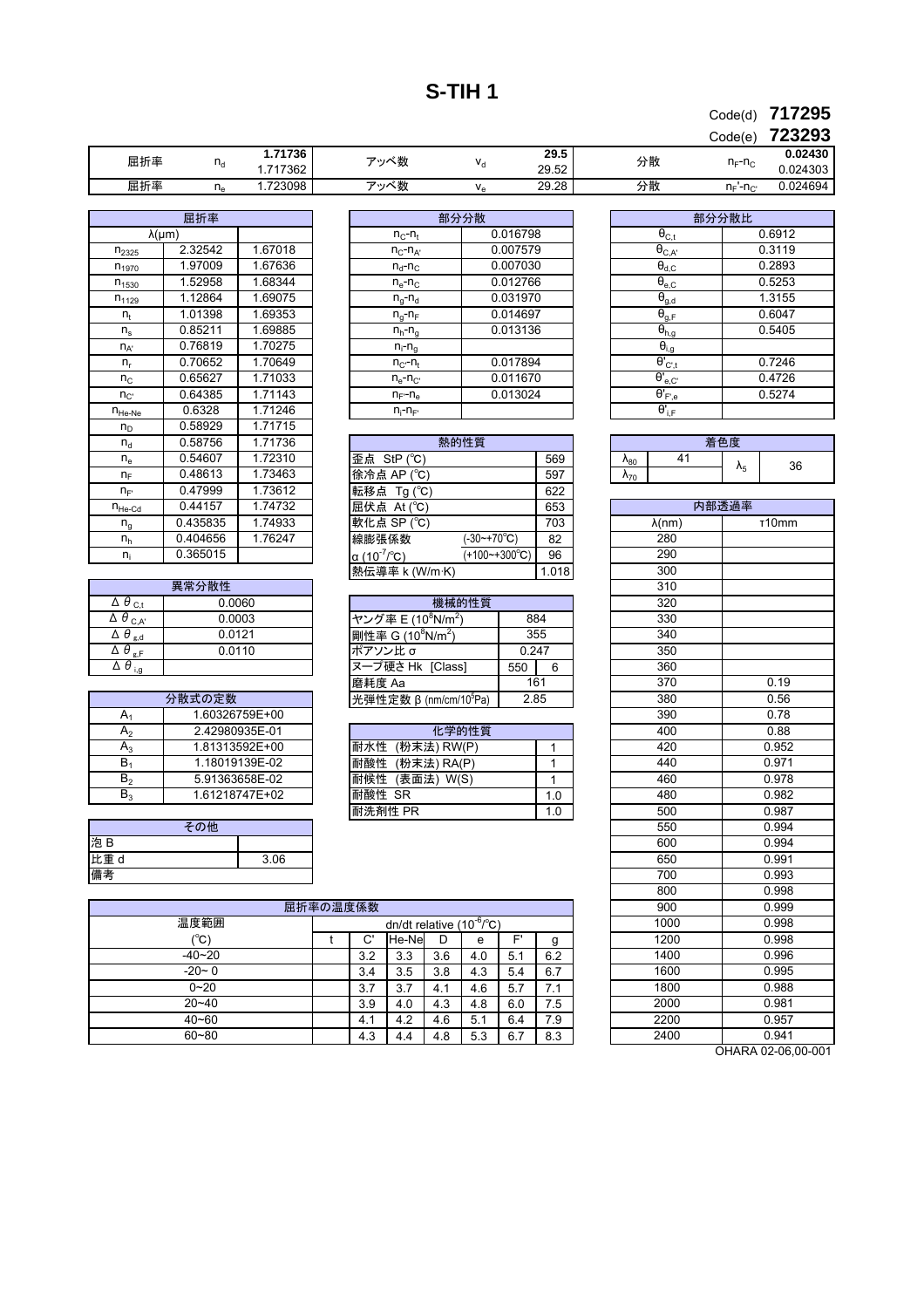# S-TIH 1

Code(d) **717295**

Code(e) **723293**

| | | | | | | | |
|---|---|---|---|---|---|---|---|
| 屈折率 | $n_d$ | **1.71736** 1.717362 | アッベ数 | $\nu_d$ | **29.5** 29.52 | 分散 | $n_F$-$n_C$ | **0.02430** 0.024303 |
| 屈折率 | $n_e$ | 1.723098 | アッベ数 | $\nu_e$ | 29.28 | 分散 | $n_{F'}$-$n_{C'}$ | 0.024694 |

| 屈折率 | | |
|---|---|---|
| | λ(μm) | |
| $n_{2325}$ | 2.32542 | 1.67018 |
| $n_{1970}$ | 1.97009 | 1.67636 |
| $n_{1530}$ | 1.52958 | 1.68344 |
| $n_{1129}$ | 1.12864 | 1.69075 |
| $n_t$ | 1.01398 | 1.69353 |
| $n_s$ | 0.85211 | 1.69885 |
| $n_{A'}$ | 0.76819 | 1.70275 |
| $n_r$ | 0.70652 | 1.70649 |
| $n_C$ | 0.65627 | 1.71033 |
| $n_{C'}$ | 0.64385 | 1.71143 |
| $n_{He\text{-}Ne}$ | 0.6328 | 1.71246 |
| $n_D$ | 0.58929 | 1.71715 |
| $n_d$ | 0.58756 | 1.71736 |
| $n_e$ | 0.54607 | 1.72310 |
| $n_F$ | 0.48613 | 1.73463 |
| $n_{F'}$ | 0.47999 | 1.73612 |
| $n_{He\text{-}Cd}$ | 0.44157 | 1.74732 |
| $n_g$ | 0.435835 | 1.74933 |
| $n_h$ | 0.404656 | 1.76247 |
| $n_i$ | 0.365015 | |

| 部分分散 | |
|---|---|
| $n_C$-$n_t$ | 0.016798 |
| $n_C$-$n_{A'}$ | 0.007579 |
| $n_d$-$n_C$ | 0.007030 |
| $n_e$-$n_C$ | 0.012766 |
| $n_g$-$n_d$ | 0.031970 |
| $n_g$-$n_F$ | 0.014697 |
| $n_h$-$n_g$ | 0.013136 |
| $n_i$-$n_g$ | |
| $n_{C'}$-$n_t$ | 0.017894 |
| $n_e$-$n_{C'}$ | 0.011670 |
| $n_{F'}$-$n_e$ | 0.013024 |
| $n_i$-$n_{F'}$ | |

| 部分分散比 | |
|---|---|
| $\theta_{C,t}$ | 0.6912 |
| $\theta_{C,A'}$ | 0.3119 |
| $\theta_{d,C}$ | 0.2893 |
| $\theta_{e,C}$ | 0.5253 |
| $\theta_{g,d}$ | 1.3155 |
| $\theta_{g,F}$ | 0.6047 |
| $\theta_{h,g}$ | 0.5405 |
| $\theta_{i,g}$ | |
| $\theta'_{C',t}$ | 0.7246 |
| $\theta'_{e,C'}$ | 0.4726 |
| $\theta'_{F',e}$ | 0.5274 |
| $\theta'_{i,F'}$ | |

| 異常分散性 | |
|---|---|
| $\Delta\theta_{C,t}$ | 0.0060 |
| $\Delta\theta_{C,A'}$ | 0.0003 |
| $\Delta\theta_{g,d}$ | 0.0121 |
| $\Delta\theta_{g,F}$ | 0.0110 |
| $\Delta\theta_{i,g}$ | |

| 分散式の定数 | |
|---|---|
| $A_1$ | 1.60326759E+00 |
| $A_2$ | 2.42980935E-01 |
| $A_3$ | 1.81313592E+00 |
| $B_1$ | 1.18019139E-02 |
| $B_2$ | 5.91363658E-02 |
| $B_3$ | 1.61218747E+02 |

| その他 | |
|---|---|
| 泡 B | |
| 比重 d | 3.06 |
| 備考 | |

| 熱的性質 | | |
|---|---|---|
| 歪点 StP (℃) | | 569 |
| 徐冷点 AP (℃) | | 597 |
| 転移点 Tg (℃) | | 622 |
| 屈伏点 At (℃) | | 653 |
| 軟化点 SP (℃) | | 703 |
| 線膨張係数 | (-30~+70℃) | 82 |
| α ($10^{-7}$/℃) | (+100~+300℃) | 96 |
| 熱伝導率 k (W/m·K) | | 1.018 |

| 機械的性質 | | |
|---|---|---|
| ヤング率 E ($10^8$N/m$^2$) | 884 | |
| 剛性率 G ($10^8$N/m$^2$) | 355 | |
| ポアソン比 σ | 0.247 | |
| ヌープ硬さ Hk [Class] | 550 | 6 |
| 磨耗度 Aa | 161 | |
| 光弾性定数 β (nm/cm/$10^5$Pa) | 2.85 | |

| 化学的性質 | |
|---|---|
| 耐水性 (粉末法) RW(P) | 1 |
| 耐酸性 (粉末法) RA(P) | 1 |
| 耐候性 (表面法) W(S) | 1 |
| 耐酸性 SR | 1.0 |
| 耐洗剤性 PR | 1.0 |

| 着色度 | | | |
|---|---|---|---|
| $\lambda_{80}$ | 41 | $\lambda_5$ | 36 |
| $\lambda_{70}$ | | | |

| 内部透過率 | |
|---|---|
| λ(nm) | τ10mm |
| 280 | |
| 290 | |
| 300 | |
| 310 | |
| 320 | |
| 330 | |
| 340 | |
| 350 | |
| 360 | |
| 370 | 0.19 |
| 380 | 0.56 |
| 390 | 0.78 |
| 400 | 0.88 |
| 420 | 0.952 |
| 440 | 0.971 |
| 460 | 0.978 |
| 480 | 0.982 |
| 500 | 0.987 |
| 550 | 0.994 |
| 600 | 0.994 |
| 650 | 0.991 |
| 700 | 0.993 |
| 800 | 0.998 |
| 900 | 0.999 |
| 1000 | 0.998 |
| 1200 | 0.998 |
| 1400 | 0.996 |
| 1600 | 0.995 |
| 1800 | 0.988 |
| 2000 | 0.981 |
| 2200 | 0.957 |
| 2400 | 0.941 |

| 屈折率の温度係数 | | | | | | | |
|---|---|---|---|---|---|---|---|
| 温度範囲 | dn/dt relative ($10^{-6}$/℃) | | | | | | |
| (℃) | t | C' | He-Ne | D | e | F' | g |
| -40~20 | | 3.2 | 3.3 | 3.6 | 4.0 | 5.1 | 6.2 |
| -20~ 0 | | 3.4 | 3.5 | 3.8 | 4.3 | 5.4 | 6.7 |
| 0~20 | | 3.7 | 3.7 | 4.1 | 4.6 | 5.7 | 7.1 |
| 20~40 | | 3.9 | 4.0 | 4.3 | 4.8 | 6.0 | 7.5 |
| 40~60 | | 4.1 | 4.2 | 4.6 | 5.1 | 6.4 | 7.9 |
| 60~80 | | 4.3 | 4.4 | 4.8 | 5.3 | 6.7 | 8.3 |

OHARA 02-06,00-001